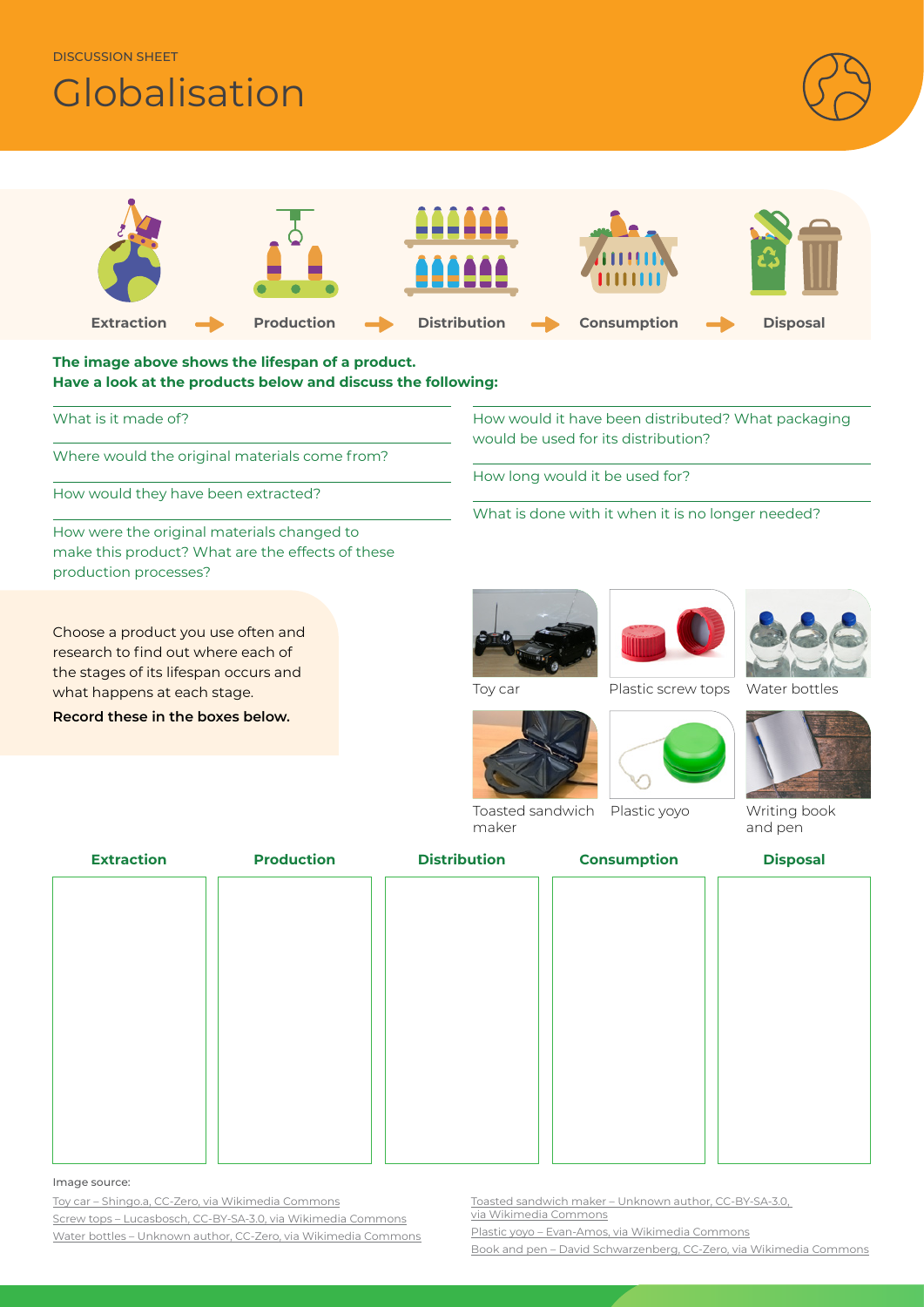DISCUSSION SHEET

# Globalisation

Extraction → Production → Distribution → Consumption → Disposal

**The image above shows the lifespan of a product.**
**Have a look at the products below and discuss the following:**

- What is it made of?
- Where would the original materials come from?
- How would they have been extracted?
- How were the original materials changed to make this product? What are the effects of these production processes?
- How would it have been distributed? What packaging would be used for its distribution?
- How long would it be used for?
- What is done with it when it is no longer needed?

Choose a product you use often and research to find out where each of the stages of its lifespan occurs and what happens at each stage.

**Record these in the boxes below.**

Toy car

Plastic screw tops

Water bottles

Toasted sandwich maker

Plastic yoyo

Writing book and pen

| Extraction | Production | Distribution | Consumption | Disposal |
|---|---|---|---|---|
| | | | | |

Image source:

Toy car – Shingo.a, CC-Zero, via Wikimedia Commons
Screw tops – Lucasbosch, CC-BY-SA-3.0, via Wikimedia Commons
Water bottles – Unknown author, CC-Zero, via Wikimedia Commons
Toasted sandwich maker – Unknown author, CC-BY-SA-3.0, via Wikimedia Commons
Plastic yoyo – Evan-Amos, via Wikimedia Commons
Book and pen – David Schwarzenberg, CC-Zero, via Wikimedia Commons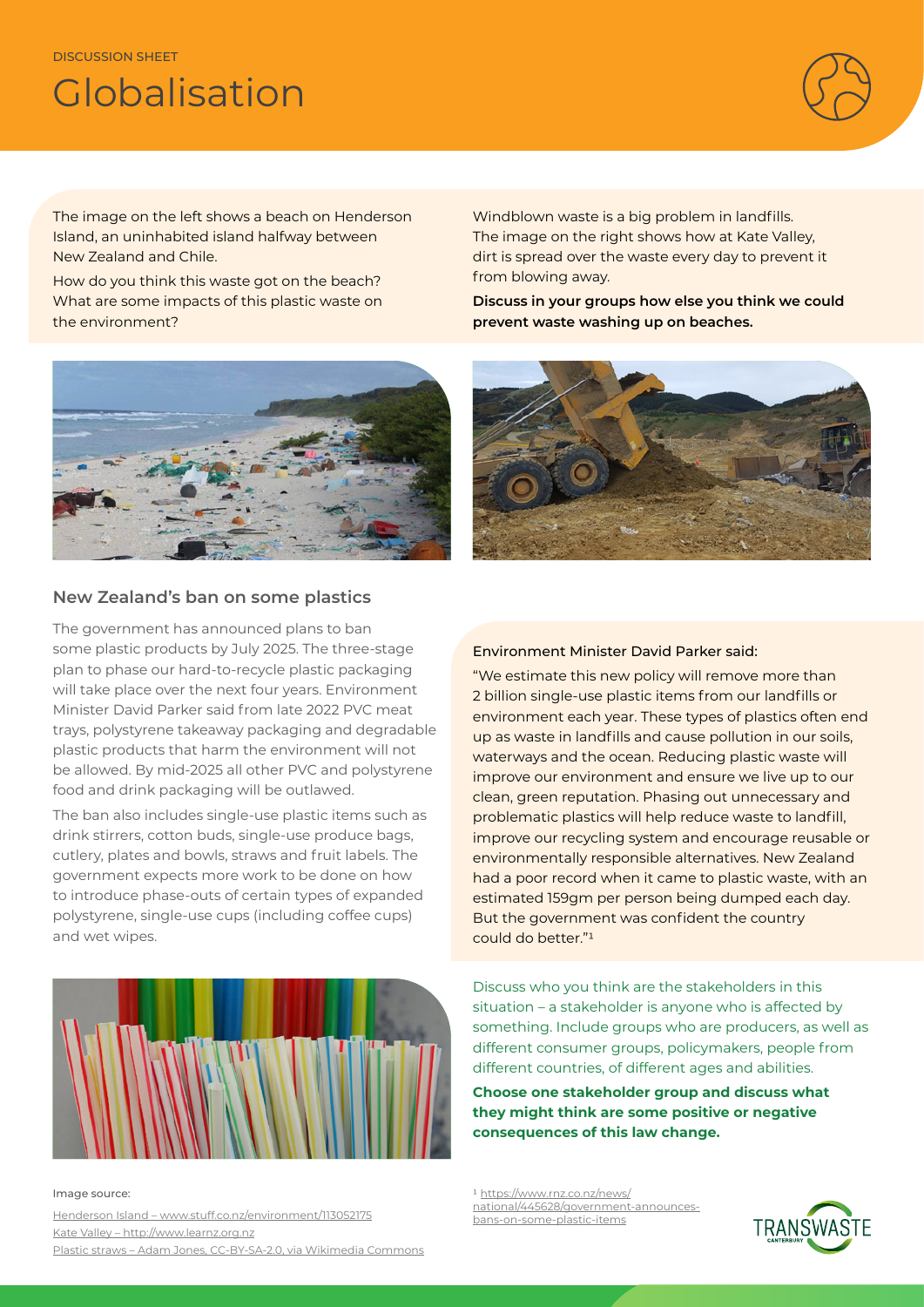DISCUSSION SHEET

# Globalisation

The image on the left shows a beach on Henderson Island, an uninhabited island halfway between New Zealand and Chile.

How do you think this waste got on the beach? What are some impacts of this plastic waste on the environment?

Windblown waste is a big problem in landfills. The image on the right shows how at Kate Valley, dirt is spread over the waste every day to prevent it from blowing away.

**Discuss in your groups how else you think we could prevent waste washing up on beaches.**

## New Zealand's ban on some plastics

The government has announced plans to ban some plastic products by July 2025. The three-stage plan to phase our hard-to-recycle plastic packaging will take place over the next four years. Environment Minister David Parker said from late 2022 PVC meat trays, polystyrene takeaway packaging and degradable plastic products that harm the environment will not be allowed. By mid-2025 all other PVC and polystyrene food and drink packaging will be outlawed.

The ban also includes single-use plastic items such as drink stirrers, cotton buds, single-use produce bags, cutlery, plates and bowls, straws and fruit labels. The government expects more work to be done on how to introduce phase-outs of certain types of expanded polystyrene, single-use cups (including coffee cups) and wet wipes.

Environment Minister David Parker said:

"We estimate this new policy will remove more than 2 billion single-use plastic items from our landfills or environment each year. These types of plastics often end up as waste in landfills and cause pollution in our soils, waterways and the ocean. Reducing plastic waste will improve our environment and ensure we live up to our clean, green reputation. Phasing out unnecessary and problematic plastics will help reduce waste to landfill, improve our recycling system and encourage reusable or environmentally responsible alternatives. New Zealand had a poor record when it came to plastic waste, with an estimated 159gm per person being dumped each day. But the government was confident the country could do better."[1]

Discuss who you think are the stakeholders in this situation – a stakeholder is anyone who is affected by something. Include groups who are producers, as well as different consumer groups, policymakers, people from different countries, of different ages and abilities.

**Choose one stakeholder group and discuss what they might think are some positive or negative consequences of this law change.**

Image source:

Henderson Island – www.stuff.co.nz/environment/113052175

Kate Valley – http://www.learnz.org.nz

Plastic straws – Adam Jones, CC-BY-SA-2.0, via Wikimedia Commons

[1] https://www.rnz.co.nz/news/national/445628/government-announces-bans-on-some-plastic-items

TRANSWASTE CANTERBURY